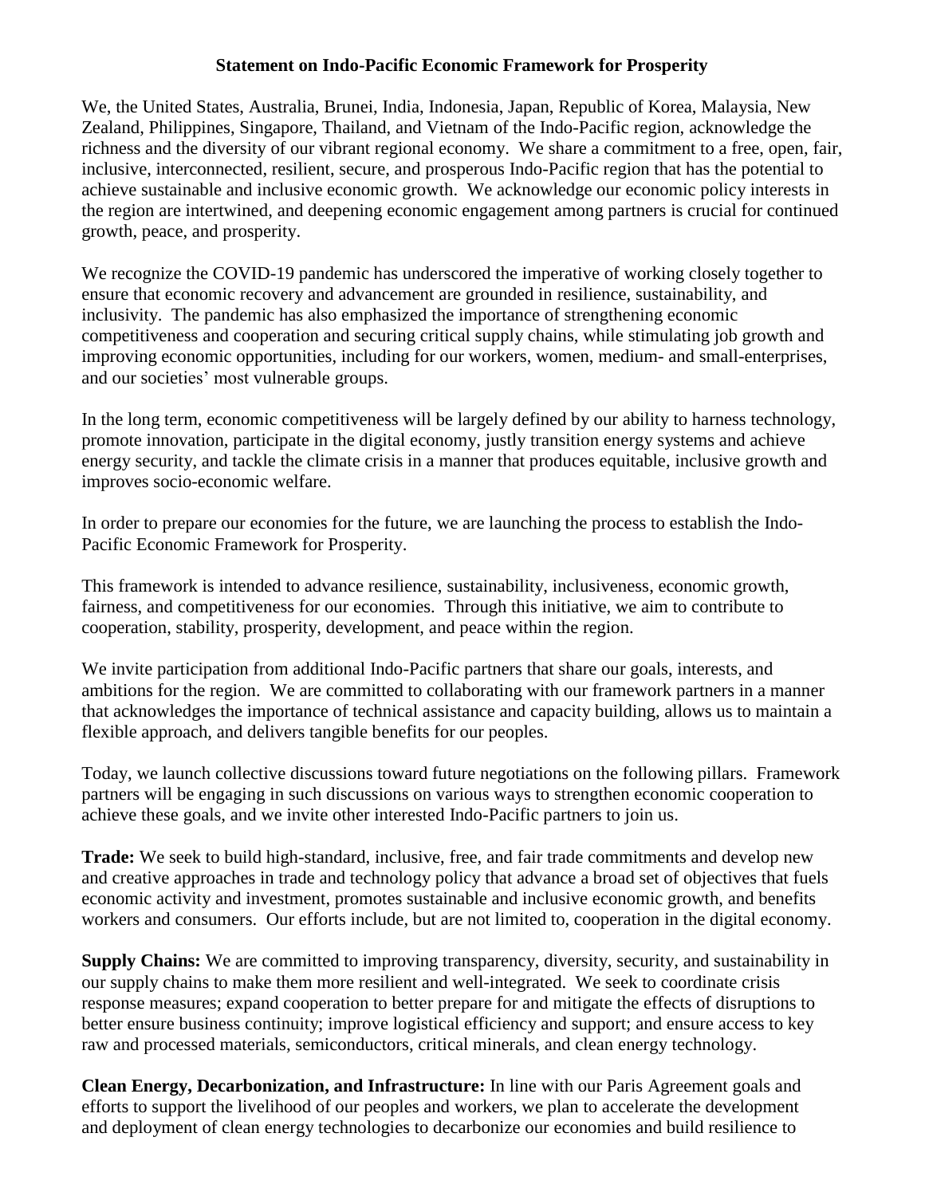# Statement on Indo-Pacific Economic Framework for Prosperity

We, the United States, Australia, Brunei, India, Indonesia, Japan, Republic of Korea, Malaysia, New Zealand, Philippines, Singapore, Thailand, and Vietnam of the Indo-Pacific region, acknowledge the richness and the diversity of our vibrant regional economy. We share a commitment to a free, open, fair, inclusive, interconnected, resilient, secure, and prosperous Indo-Pacific region that has the potential to achieve sustainable and inclusive economic growth. We acknowledge our economic policy interests in the region are intertwined, and deepening economic engagement among partners is crucial for continued growth, peace, and prosperity.

We recognize the COVID-19 pandemic has underscored the imperative of working closely together to ensure that economic recovery and advancement are grounded in resilience, sustainability, and inclusivity. The pandemic has also emphasized the importance of strengthening economic competitiveness and cooperation and securing critical supply chains, while stimulating job growth and improving economic opportunities, including for our workers, women, medium- and small-enterprises, and our societies' most vulnerable groups.

In the long term, economic competitiveness will be largely defined by our ability to harness technology, promote innovation, participate in the digital economy, justly transition energy systems and achieve energy security, and tackle the climate crisis in a manner that produces equitable, inclusive growth and improves socio-economic welfare.

In order to prepare our economies for the future, we are launching the process to establish the Indo-Pacific Economic Framework for Prosperity.

This framework is intended to advance resilience, sustainability, inclusiveness, economic growth, fairness, and competitiveness for our economies. Through this initiative, we aim to contribute to cooperation, stability, prosperity, development, and peace within the region.

We invite participation from additional Indo-Pacific partners that share our goals, interests, and ambitions for the region. We are committed to collaborating with our framework partners in a manner that acknowledges the importance of technical assistance and capacity building, allows us to maintain a flexible approach, and delivers tangible benefits for our peoples.

Today, we launch collective discussions toward future negotiations on the following pillars. Framework partners will be engaging in such discussions on various ways to strengthen economic cooperation to achieve these goals, and we invite other interested Indo-Pacific partners to join us.

**Trade:** We seek to build high-standard, inclusive, free, and fair trade commitments and develop new and creative approaches in trade and technology policy that advance a broad set of objectives that fuels economic activity and investment, promotes sustainable and inclusive economic growth, and benefits workers and consumers. Our efforts include, but are not limited to, cooperation in the digital economy.

**Supply Chains:** We are committed to improving transparency, diversity, security, and sustainability in our supply chains to make them more resilient and well-integrated. We seek to coordinate crisis response measures; expand cooperation to better prepare for and mitigate the effects of disruptions to better ensure business continuity; improve logistical efficiency and support; and ensure access to key raw and processed materials, semiconductors, critical minerals, and clean energy technology.

**Clean Energy, Decarbonization, and Infrastructure:** In line with our Paris Agreement goals and efforts to support the livelihood of our peoples and workers, we plan to accelerate the development and deployment of clean energy technologies to decarbonize our economies and build resilience to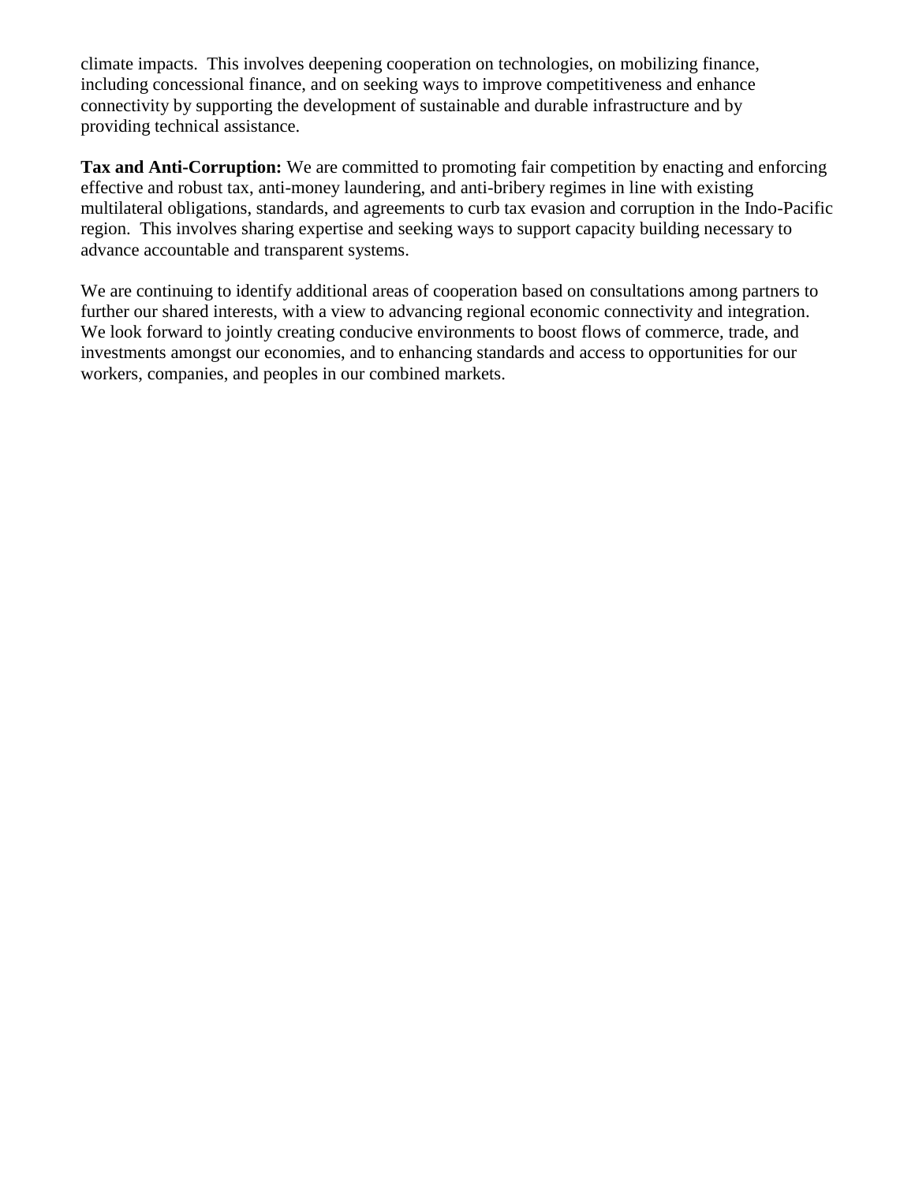climate impacts. This involves deepening cooperation on technologies, on mobilizing finance, including concessional finance, and on seeking ways to improve competitiveness and enhance connectivity by supporting the development of sustainable and durable infrastructure and by providing technical assistance.

**Tax and Anti-Corruption:** We are committed to promoting fair competition by enacting and enforcing effective and robust tax, anti-money laundering, and anti-bribery regimes in line with existing multilateral obligations, standards, and agreements to curb tax evasion and corruption in the Indo-Pacific region. This involves sharing expertise and seeking ways to support capacity building necessary to advance accountable and transparent systems.

We are continuing to identify additional areas of cooperation based on consultations among partners to further our shared interests, with a view to advancing regional economic connectivity and integration. We look forward to jointly creating conducive environments to boost flows of commerce, trade, and investments amongst our economies, and to enhancing standards and access to opportunities for our workers, companies, and peoples in our combined markets.